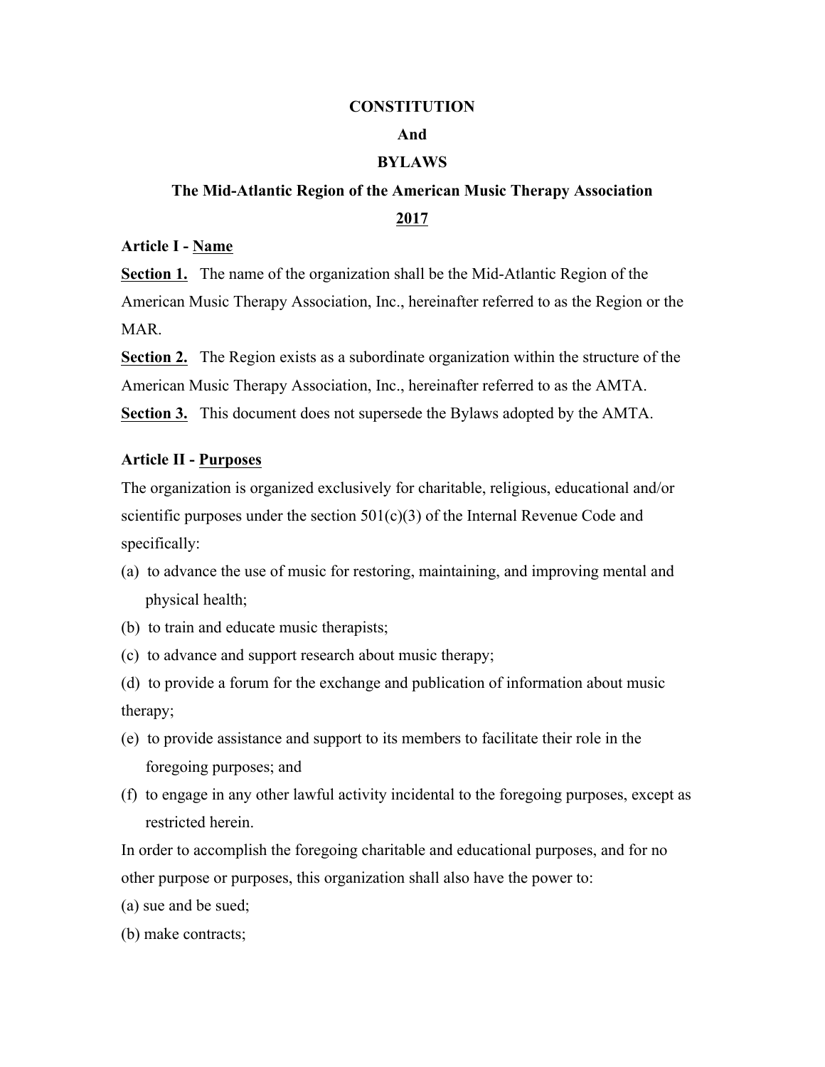# CONSTITUTION

# And

# BYLAWS

## The Mid-Atlantic Region of the American Music Therapy Association

## 2017

### Article I - Name

**Section 1.** The name of the organization shall be the Mid-Atlantic Region of the American Music Therapy Association, Inc., hereinafter referred to as the Region or the MAR.

**Section 2.** The Region exists as a subordinate organization within the structure of the American Music Therapy Association, Inc., hereinafter referred to as the AMTA.

**Section 3.** This document does not supersede the Bylaws adopted by the AMTA.

### Article II - Purposes

The organization is organized exclusively for charitable, religious, educational and/or scientific purposes under the section 501(c)(3) of the Internal Revenue Code and specifically:

(a) to advance the use of music for restoring, maintaining, and improving mental and physical health;

(b) to train and educate music therapists;

(c) to advance and support research about music therapy;

(d) to provide a forum for the exchange and publication of information about music therapy;

(e) to provide assistance and support to its members to facilitate their role in the foregoing purposes; and

(f) to engage in any other lawful activity incidental to the foregoing purposes, except as restricted herein.

In order to accomplish the foregoing charitable and educational purposes, and for no other purpose or purposes, this organization shall also have the power to:

(a) sue and be sued;

(b) make contracts;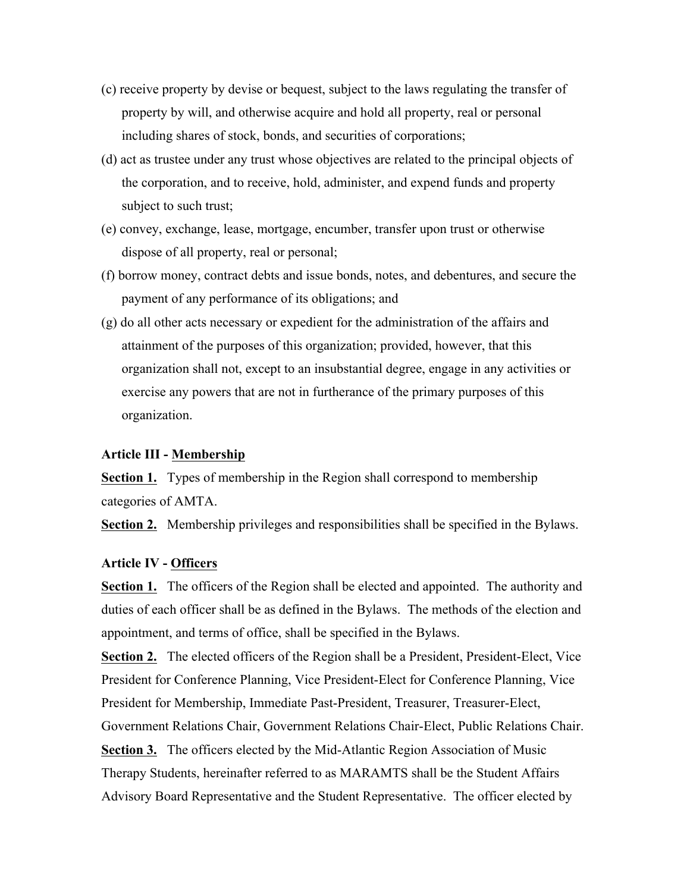(c) receive property by devise or bequest, subject to the laws regulating the transfer of property by will, and otherwise acquire and hold all property, real or personal including shares of stock, bonds, and securities of corporations;

(d) act as trustee under any trust whose objectives are related to the principal objects of the corporation, and to receive, hold, administer, and expend funds and property subject to such trust;

(e) convey, exchange, lease, mortgage, encumber, transfer upon trust or otherwise dispose of all property, real or personal;

(f) borrow money, contract debts and issue bonds, notes, and debentures, and secure the payment of any performance of its obligations; and

(g) do all other acts necessary or expedient for the administration of the affairs and attainment of the purposes of this organization; provided, however, that this organization shall not, except to an insubstantial degree, engage in any activities or exercise any powers that are not in furtherance of the primary purposes of this organization.

**Article III - Membership**

**Section 1.** Types of membership in the Region shall correspond to membership categories of AMTA.

**Section 2.** Membership privileges and responsibilities shall be specified in the Bylaws.

**Article IV - Officers**

**Section 1.** The officers of the Region shall be elected and appointed. The authority and duties of each officer shall be as defined in the Bylaws. The methods of the election and appointment, and terms of office, shall be specified in the Bylaws.

**Section 2.** The elected officers of the Region shall be a President, President-Elect, Vice President for Conference Planning, Vice President-Elect for Conference Planning, Vice President for Membership, Immediate Past-President, Treasurer, Treasurer-Elect, Government Relations Chair, Government Relations Chair-Elect, Public Relations Chair.

**Section 3.** The officers elected by the Mid-Atlantic Region Association of Music Therapy Students, hereinafter referred to as MARAMTS shall be the Student Affairs Advisory Board Representative and the Student Representative. The officer elected by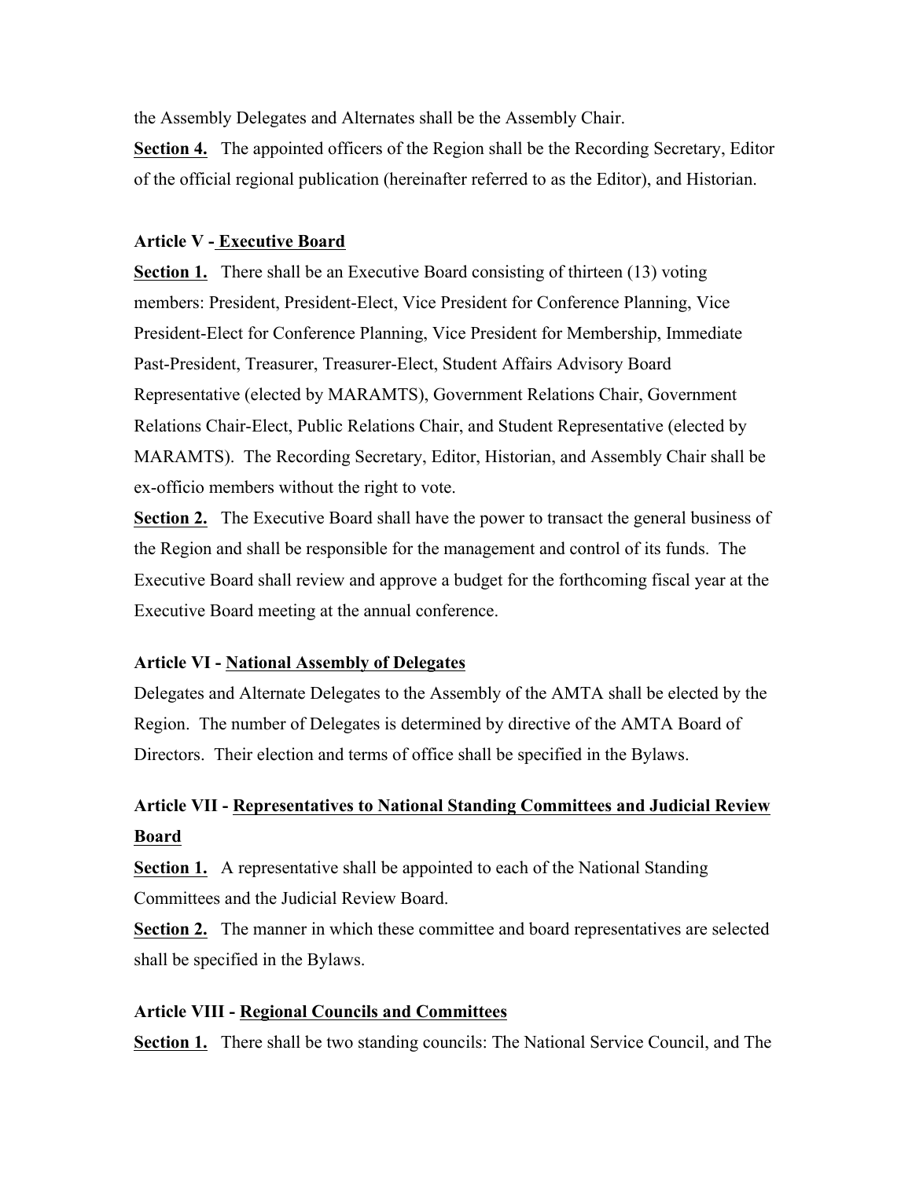the Assembly Delegates and Alternates shall be the Assembly Chair.

**Section 4.** The appointed officers of the Region shall be the Recording Secretary, Editor of the official regional publication (hereinafter referred to as the Editor), and Historian.

**Article V - Executive Board**

**Section 1.** There shall be an Executive Board consisting of thirteen (13) voting members: President, President-Elect, Vice President for Conference Planning, Vice President-Elect for Conference Planning, Vice President for Membership, Immediate Past-President, Treasurer, Treasurer-Elect, Student Affairs Advisory Board Representative (elected by MARAMTS), Government Relations Chair, Government Relations Chair-Elect, Public Relations Chair, and Student Representative (elected by MARAMTS). The Recording Secretary, Editor, Historian, and Assembly Chair shall be ex-officio members without the right to vote.

**Section 2.** The Executive Board shall have the power to transact the general business of the Region and shall be responsible for the management and control of its funds. The Executive Board shall review and approve a budget for the forthcoming fiscal year at the Executive Board meeting at the annual conference.

**Article VI - National Assembly of Delegates**

Delegates and Alternate Delegates to the Assembly of the AMTA shall be elected by the Region. The number of Delegates is determined by directive of the AMTA Board of Directors. Their election and terms of office shall be specified in the Bylaws.

**Article VII - Representatives to National Standing Committees and Judicial Review Board**

**Section 1.** A representative shall be appointed to each of the National Standing Committees and the Judicial Review Board.

**Section 2.** The manner in which these committee and board representatives are selected shall be specified in the Bylaws.

**Article VIII - Regional Councils and Committees**

**Section 1.** There shall be two standing councils: The National Service Council, and The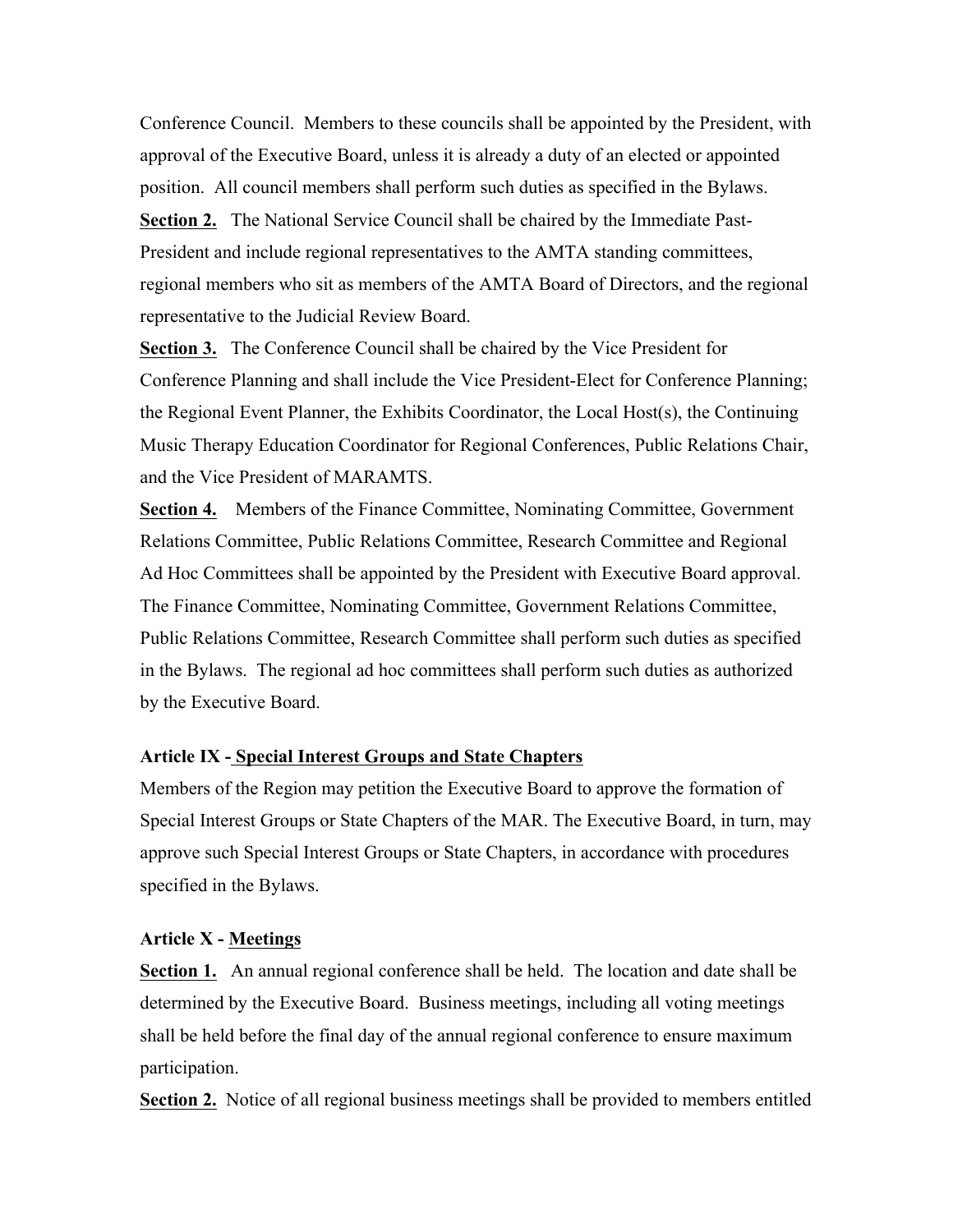Conference Council. Members to these councils shall be appointed by the President, with approval of the Executive Board, unless it is already a duty of an elected or appointed position. All council members shall perform such duties as specified in the Bylaws.

**Section 2.** The National Service Council shall be chaired by the Immediate Past-President and include regional representatives to the AMTA standing committees, regional members who sit as members of the AMTA Board of Directors, and the regional representative to the Judicial Review Board.

**Section 3.** The Conference Council shall be chaired by the Vice President for Conference Planning and shall include the Vice President-Elect for Conference Planning; the Regional Event Planner, the Exhibits Coordinator, the Local Host(s), the Continuing Music Therapy Education Coordinator for Regional Conferences, Public Relations Chair, and the Vice President of MARAMTS.

**Section 4.** Members of the Finance Committee, Nominating Committee, Government Relations Committee, Public Relations Committee, Research Committee and Regional Ad Hoc Committees shall be appointed by the President with Executive Board approval. The Finance Committee, Nominating Committee, Government Relations Committee, Public Relations Committee, Research Committee shall perform such duties as specified in the Bylaws. The regional ad hoc committees shall perform such duties as authorized by the Executive Board.

### Article IX - Special Interest Groups and State Chapters

Members of the Region may petition the Executive Board to approve the formation of Special Interest Groups or State Chapters of the MAR. The Executive Board, in turn, may approve such Special Interest Groups or State Chapters, in accordance with procedures specified in the Bylaws.

### Article X - Meetings

**Section 1.** An annual regional conference shall be held. The location and date shall be determined by the Executive Board. Business meetings, including all voting meetings shall be held before the final day of the annual regional conference to ensure maximum participation.

**Section 2.** Notice of all regional business meetings shall be provided to members entitled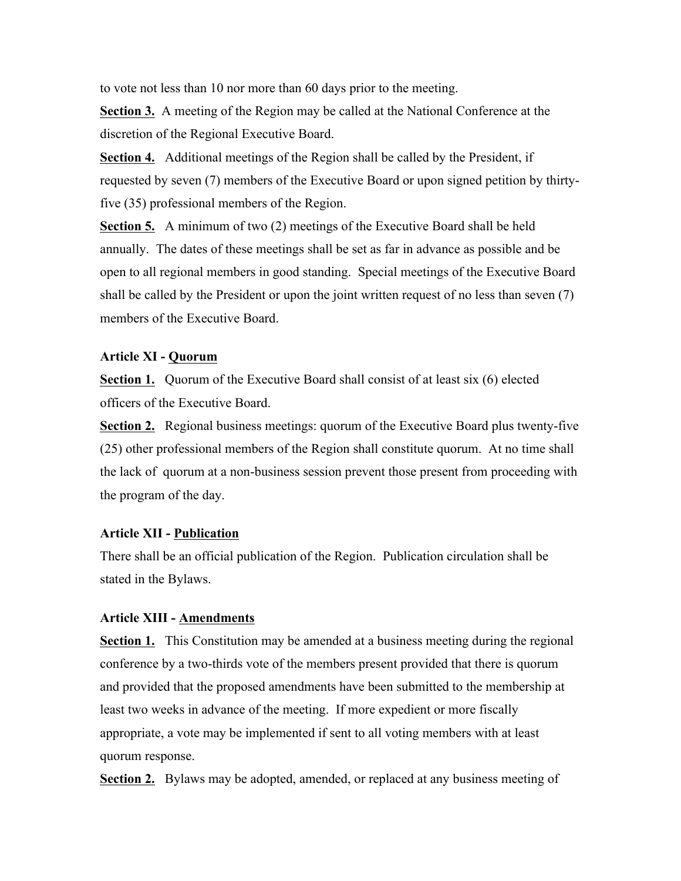to vote not less than 10 nor more than 60 days prior to the meeting.

**Section 3.** A meeting of the Region may be called at the National Conference at the discretion of the Regional Executive Board.

**Section 4.** Additional meetings of the Region shall be called by the President, if requested by seven (7) members of the Executive Board or upon signed petition by thirty-five (35) professional members of the Region.

**Section 5.** A minimum of two (2) meetings of the Executive Board shall be held annually. The dates of these meetings shall be set as far in advance as possible and be open to all regional members in good standing. Special meetings of the Executive Board shall be called by the President or upon the joint written request of no less than seven (7) members of the Executive Board.

### Article XI - Quorum

**Section 1.** Quorum of the Executive Board shall consist of at least six (6) elected officers of the Executive Board.

**Section 2.** Regional business meetings: quorum of the Executive Board plus twenty-five (25) other professional members of the Region shall constitute quorum. At no time shall the lack of quorum at a non-business session prevent those present from proceeding with the program of the day.

### Article XII - Publication

There shall be an official publication of the Region. Publication circulation shall be stated in the Bylaws.

### Article XIII - Amendments

**Section 1.** This Constitution may be amended at a business meeting during the regional conference by a two-thirds vote of the members present provided that there is quorum and provided that the proposed amendments have been submitted to the membership at least two weeks in advance of the meeting. If more expedient or more fiscally appropriate, a vote may be implemented if sent to all voting members with at least quorum response.

**Section 2.** Bylaws may be adopted, amended, or replaced at any business meeting of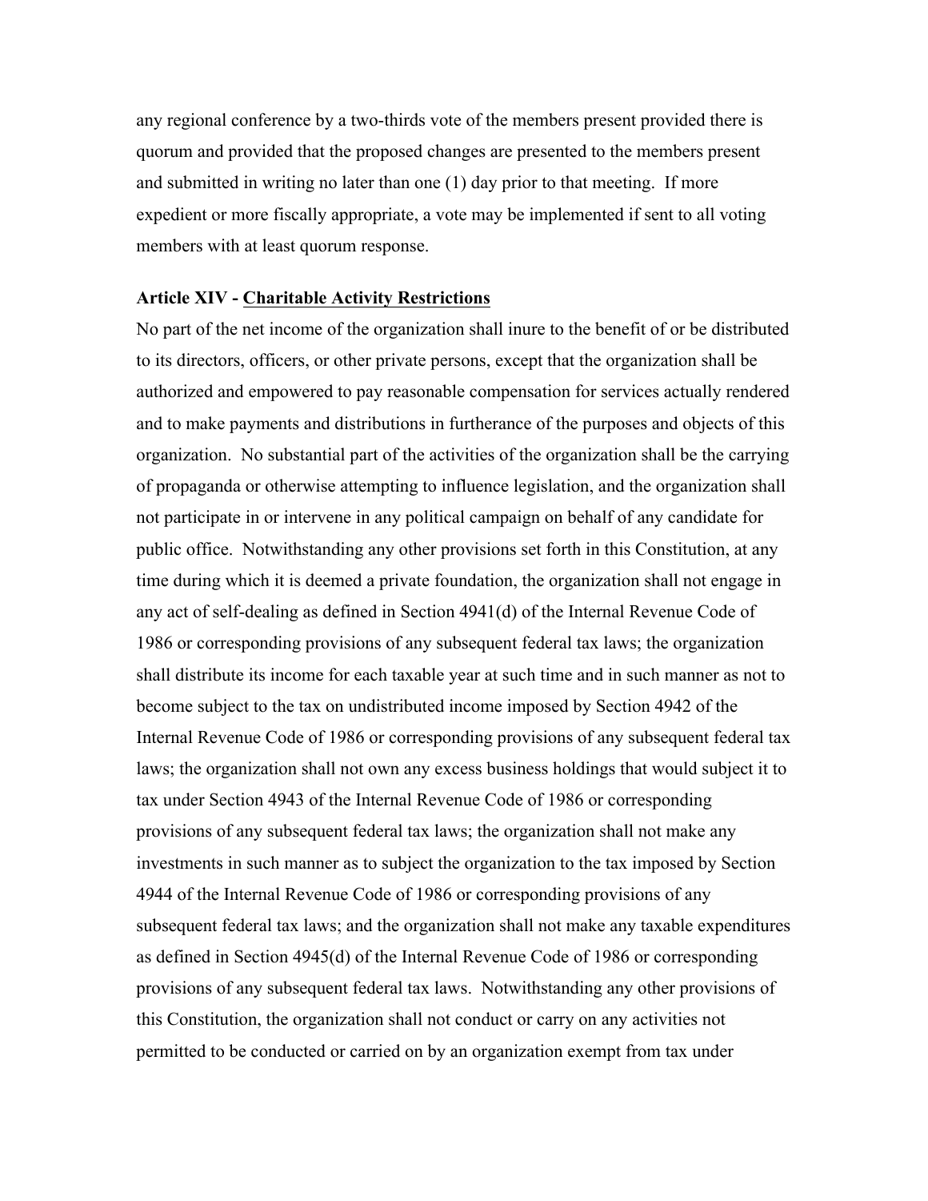any regional conference by a two-thirds vote of the members present provided there is quorum and provided that the proposed changes are presented to the members present and submitted in writing no later than one (1) day prior to that meeting. If more expedient or more fiscally appropriate, a vote may be implemented if sent to all voting members with at least quorum response.

**Article XIV - Charitable Activity Restrictions**

No part of the net income of the organization shall inure to the benefit of or be distributed to its directors, officers, or other private persons, except that the organization shall be authorized and empowered to pay reasonable compensation for services actually rendered and to make payments and distributions in furtherance of the purposes and objects of this organization. No substantial part of the activities of the organization shall be the carrying of propaganda or otherwise attempting to influence legislation, and the organization shall not participate in or intervene in any political campaign on behalf of any candidate for public office. Notwithstanding any other provisions set forth in this Constitution, at any time during which it is deemed a private foundation, the organization shall not engage in any act of self-dealing as defined in Section 4941(d) of the Internal Revenue Code of 1986 or corresponding provisions of any subsequent federal tax laws; the organization shall distribute its income for each taxable year at such time and in such manner as not to become subject to the tax on undistributed income imposed by Section 4942 of the Internal Revenue Code of 1986 or corresponding provisions of any subsequent federal tax laws; the organization shall not own any excess business holdings that would subject it to tax under Section 4943 of the Internal Revenue Code of 1986 or corresponding provisions of any subsequent federal tax laws; the organization shall not make any investments in such manner as to subject the organization to the tax imposed by Section 4944 of the Internal Revenue Code of 1986 or corresponding provisions of any subsequent federal tax laws; and the organization shall not make any taxable expenditures as defined in Section 4945(d) of the Internal Revenue Code of 1986 or corresponding provisions of any subsequent federal tax laws. Notwithstanding any other provisions of this Constitution, the organization shall not conduct or carry on any activities not permitted to be conducted or carried on by an organization exempt from tax under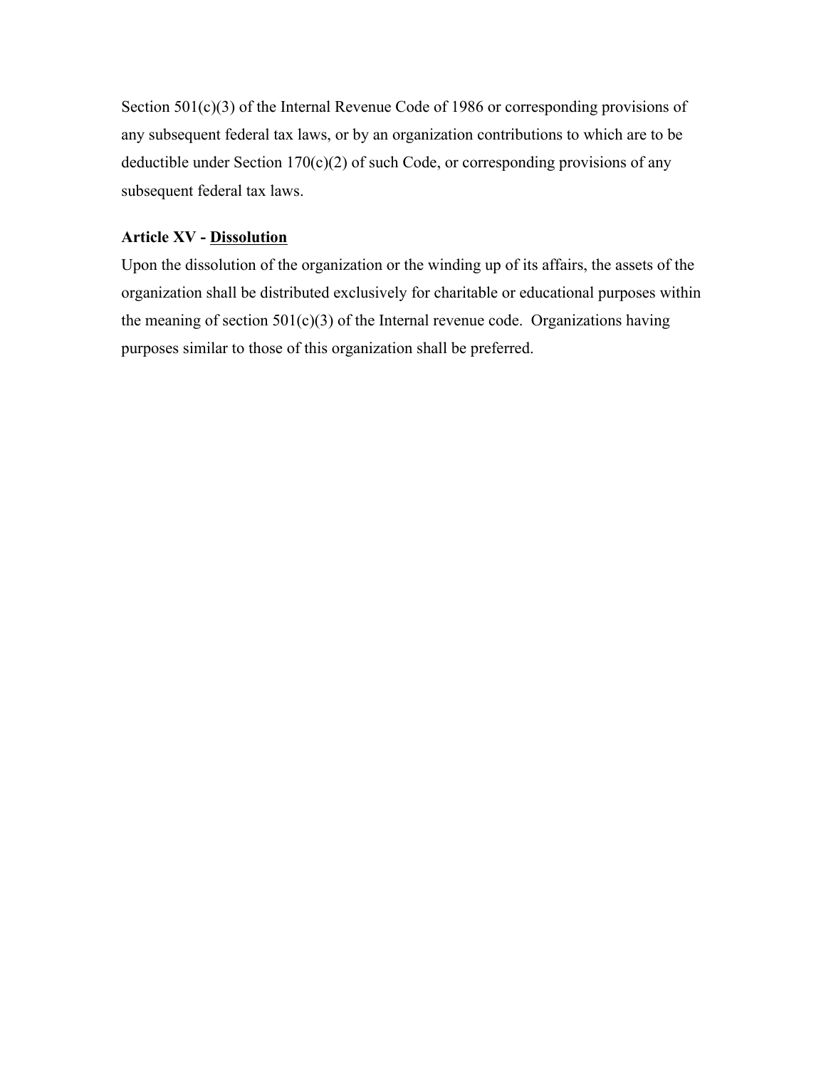Section 501(c)(3) of the Internal Revenue Code of 1986 or corresponding provisions of any subsequent federal tax laws, or by an organization contributions to which are to be deductible under Section 170(c)(2) of such Code, or corresponding provisions of any subsequent federal tax laws.

**Article XV - <u>Dissolution</u>**

Upon the dissolution of the organization or the winding up of its affairs, the assets of the organization shall be distributed exclusively for charitable or educational purposes within the meaning of section 501(c)(3) of the Internal revenue code. Organizations having purposes similar to those of this organization shall be preferred.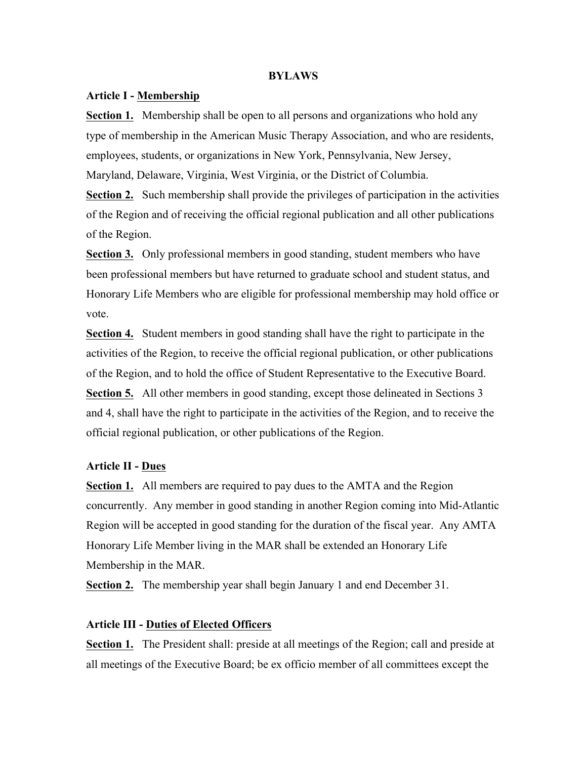# BYLAWS

## Article I - Membership

**Section 1.** Membership shall be open to all persons and organizations who hold any type of membership in the American Music Therapy Association, and who are residents, employees, students, or organizations in New York, Pennsylvania, New Jersey, Maryland, Delaware, Virginia, West Virginia, or the District of Columbia.

**Section 2.** Such membership shall provide the privileges of participation in the activities of the Region and of receiving the official regional publication and all other publications of the Region.

**Section 3.** Only professional members in good standing, student members who have been professional members but have returned to graduate school and student status, and Honorary Life Members who are eligible for professional membership may hold office or vote.

**Section 4.** Student members in good standing shall have the right to participate in the activities of the Region, to receive the official regional publication, or other publications of the Region, and to hold the office of Student Representative to the Executive Board.

**Section 5.** All other members in good standing, except those delineated in Sections 3 and 4, shall have the right to participate in the activities of the Region, and to receive the official regional publication, or other publications of the Region.

## Article II - Dues

**Section 1.** All members are required to pay dues to the AMTA and the Region concurrently. Any member in good standing in another Region coming into Mid-Atlantic Region will be accepted in good standing for the duration of the fiscal year. Any AMTA Honorary Life Member living in the MAR shall be extended an Honorary Life Membership in the MAR.

**Section 2.** The membership year shall begin January 1 and end December 31.

## Article III - Duties of Elected Officers

**Section 1.** The President shall: preside at all meetings of the Region; call and preside at all meetings of the Executive Board; be ex officio member of all committees except the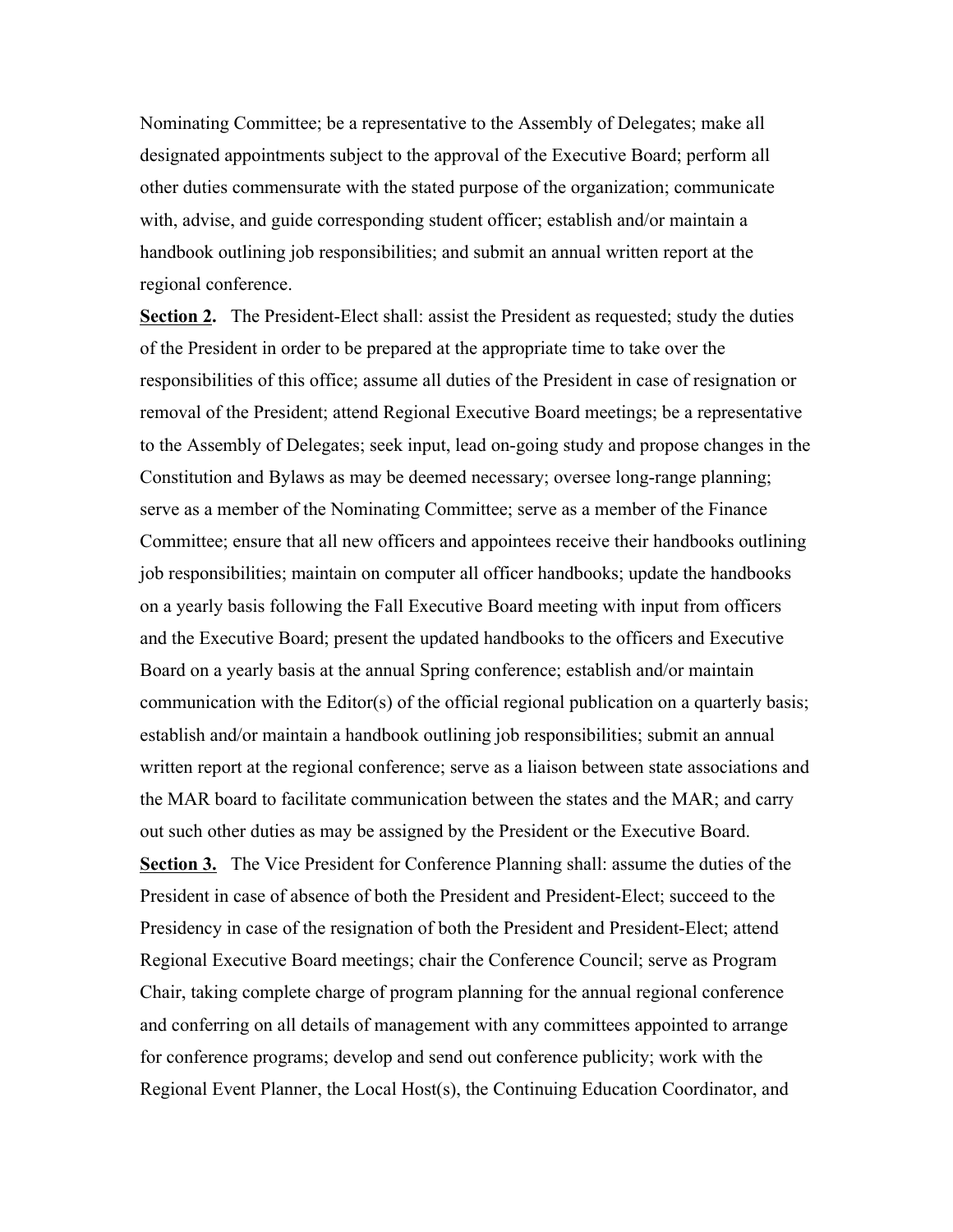Nominating Committee; be a representative to the Assembly of Delegates; make all designated appointments subject to the approval of the Executive Board; perform all other duties commensurate with the stated purpose of the organization; communicate with, advise, and guide corresponding student officer; establish and/or maintain a handbook outlining job responsibilities; and submit an annual written report at the regional conference.

**Section 2.** The President-Elect shall: assist the President as requested; study the duties of the President in order to be prepared at the appropriate time to take over the responsibilities of this office; assume all duties of the President in case of resignation or removal of the President; attend Regional Executive Board meetings; be a representative to the Assembly of Delegates; seek input, lead on-going study and propose changes in the Constitution and Bylaws as may be deemed necessary; oversee long-range planning; serve as a member of the Nominating Committee; serve as a member of the Finance Committee; ensure that all new officers and appointees receive their handbooks outlining job responsibilities; maintain on computer all officer handbooks; update the handbooks on a yearly basis following the Fall Executive Board meeting with input from officers and the Executive Board; present the updated handbooks to the officers and Executive Board on a yearly basis at the annual Spring conference; establish and/or maintain communication with the Editor(s) of the official regional publication on a quarterly basis; establish and/or maintain a handbook outlining job responsibilities; submit an annual written report at the regional conference; serve as a liaison between state associations and the MAR board to facilitate communication between the states and the MAR; and carry out such other duties as may be assigned by the President or the Executive Board.

**Section 3.** The Vice President for Conference Planning shall: assume the duties of the President in case of absence of both the President and President-Elect; succeed to the Presidency in case of the resignation of both the President and President-Elect; attend Regional Executive Board meetings; chair the Conference Council; serve as Program Chair, taking complete charge of program planning for the annual regional conference and conferring on all details of management with any committees appointed to arrange for conference programs; develop and send out conference publicity; work with the Regional Event Planner, the Local Host(s), the Continuing Education Coordinator, and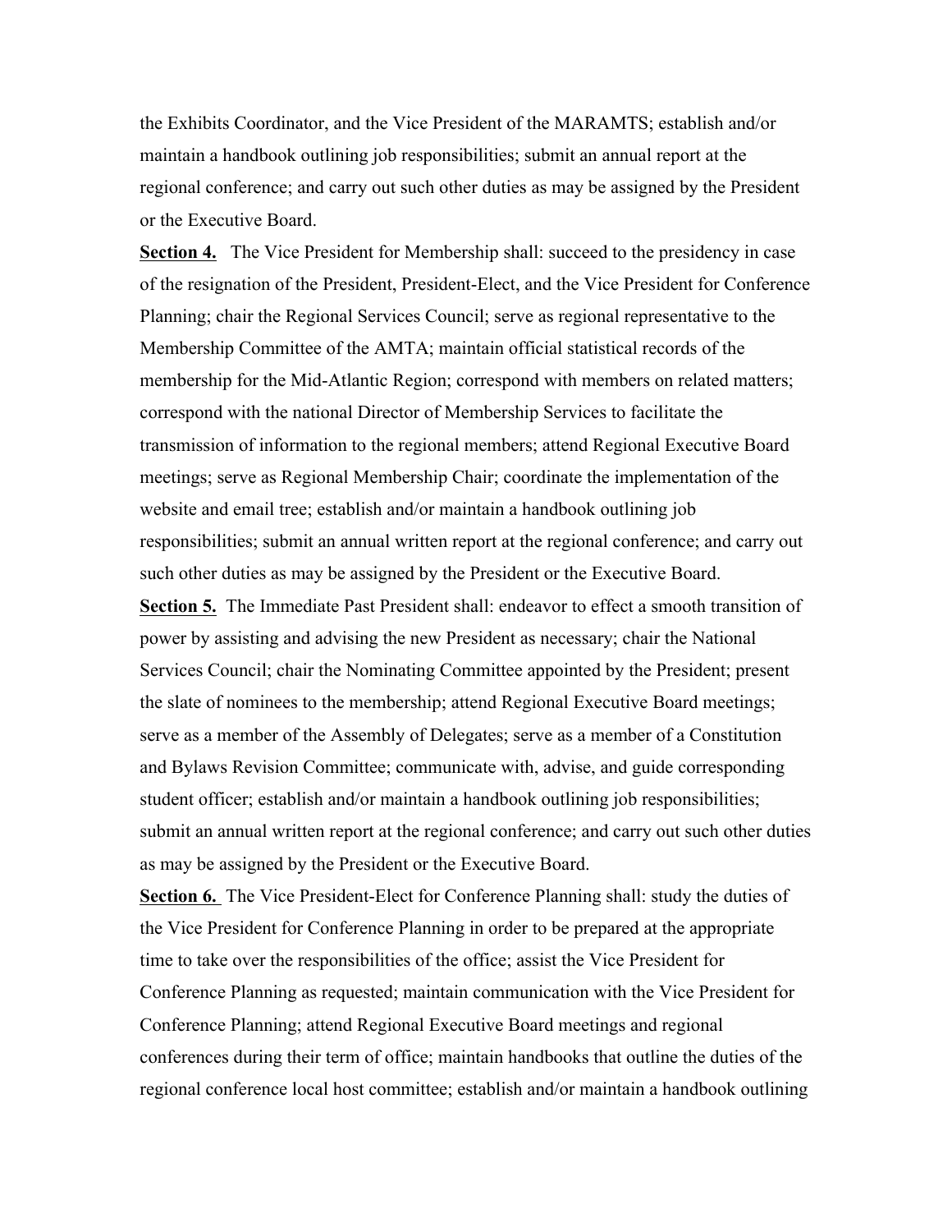the Exhibits Coordinator, and the Vice President of the MARAMTS; establish and/or maintain a handbook outlining job responsibilities; submit an annual report at the regional conference; and carry out such other duties as may be assigned by the President or the Executive Board.

**Section 4.** The Vice President for Membership shall: succeed to the presidency in case of the resignation of the President, President-Elect, and the Vice President for Conference Planning; chair the Regional Services Council; serve as regional representative to the Membership Committee of the AMTA; maintain official statistical records of the membership for the Mid-Atlantic Region; correspond with members on related matters; correspond with the national Director of Membership Services to facilitate the transmission of information to the regional members; attend Regional Executive Board meetings; serve as Regional Membership Chair; coordinate the implementation of the website and email tree; establish and/or maintain a handbook outlining job responsibilities; submit an annual written report at the regional conference; and carry out such other duties as may be assigned by the President or the Executive Board.

**Section 5.** The Immediate Past President shall: endeavor to effect a smooth transition of power by assisting and advising the new President as necessary; chair the National Services Council; chair the Nominating Committee appointed by the President; present the slate of nominees to the membership; attend Regional Executive Board meetings; serve as a member of the Assembly of Delegates; serve as a member of a Constitution and Bylaws Revision Committee; communicate with, advise, and guide corresponding student officer; establish and/or maintain a handbook outlining job responsibilities; submit an annual written report at the regional conference; and carry out such other duties as may be assigned by the President or the Executive Board.

**Section 6.** The Vice President-Elect for Conference Planning shall: study the duties of the Vice President for Conference Planning in order to be prepared at the appropriate time to take over the responsibilities of the office; assist the Vice President for Conference Planning as requested; maintain communication with the Vice President for Conference Planning; attend Regional Executive Board meetings and regional conferences during their term of office; maintain handbooks that outline the duties of the regional conference local host committee; establish and/or maintain a handbook outlining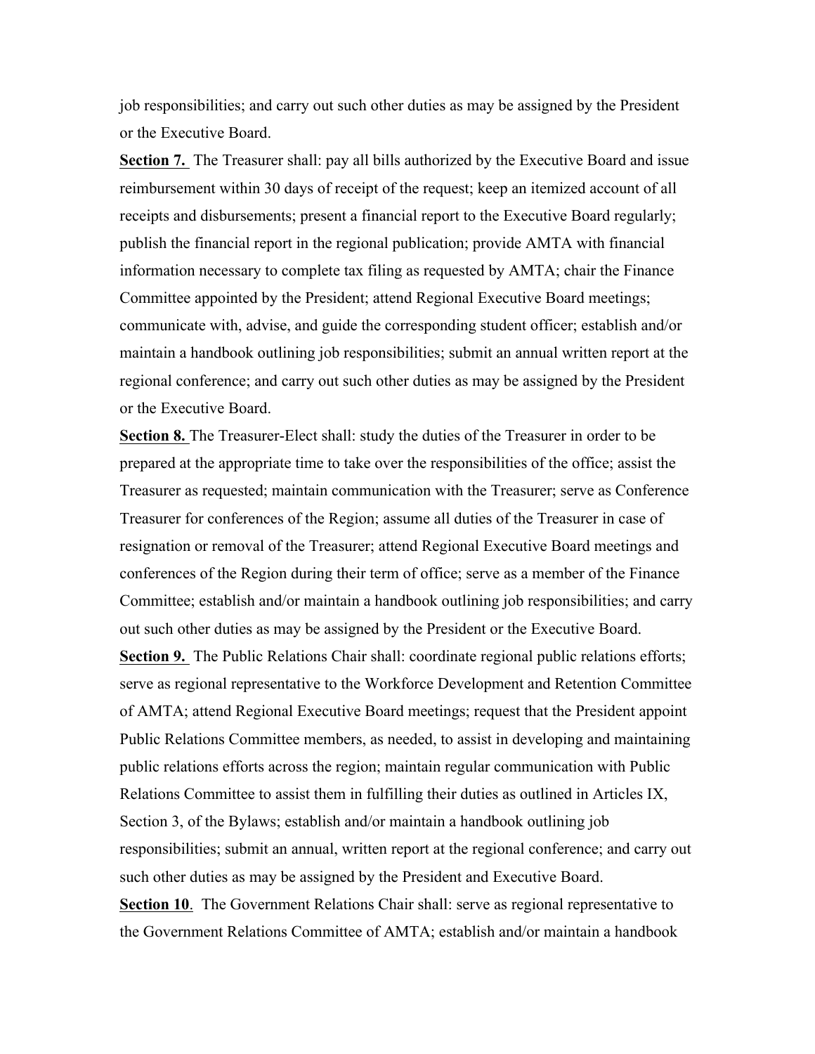job responsibilities; and carry out such other duties as may be assigned by the President or the Executive Board.

**Section 7.** The Treasurer shall: pay all bills authorized by the Executive Board and issue reimbursement within 30 days of receipt of the request; keep an itemized account of all receipts and disbursements; present a financial report to the Executive Board regularly; publish the financial report in the regional publication; provide AMTA with financial information necessary to complete tax filing as requested by AMTA; chair the Finance Committee appointed by the President; attend Regional Executive Board meetings; communicate with, advise, and guide the corresponding student officer; establish and/or maintain a handbook outlining job responsibilities; submit an annual written report at the regional conference; and carry out such other duties as may be assigned by the President or the Executive Board.

**Section 8.** The Treasurer-Elect shall: study the duties of the Treasurer in order to be prepared at the appropriate time to take over the responsibilities of the office; assist the Treasurer as requested; maintain communication with the Treasurer; serve as Conference Treasurer for conferences of the Region; assume all duties of the Treasurer in case of resignation or removal of the Treasurer; attend Regional Executive Board meetings and conferences of the Region during their term of office; serve as a member of the Finance Committee; establish and/or maintain a handbook outlining job responsibilities; and carry out such other duties as may be assigned by the President or the Executive Board.

**Section 9.** The Public Relations Chair shall: coordinate regional public relations efforts; serve as regional representative to the Workforce Development and Retention Committee of AMTA; attend Regional Executive Board meetings; request that the President appoint Public Relations Committee members, as needed, to assist in developing and maintaining public relations efforts across the region; maintain regular communication with Public Relations Committee to assist them in fulfilling their duties as outlined in Articles IX, Section 3, of the Bylaws; establish and/or maintain a handbook outlining job responsibilities; submit an annual, written report at the regional conference; and carry out such other duties as may be assigned by the President and Executive Board.

**Section 10**. The Government Relations Chair shall: serve as regional representative to the Government Relations Committee of AMTA; establish and/or maintain a handbook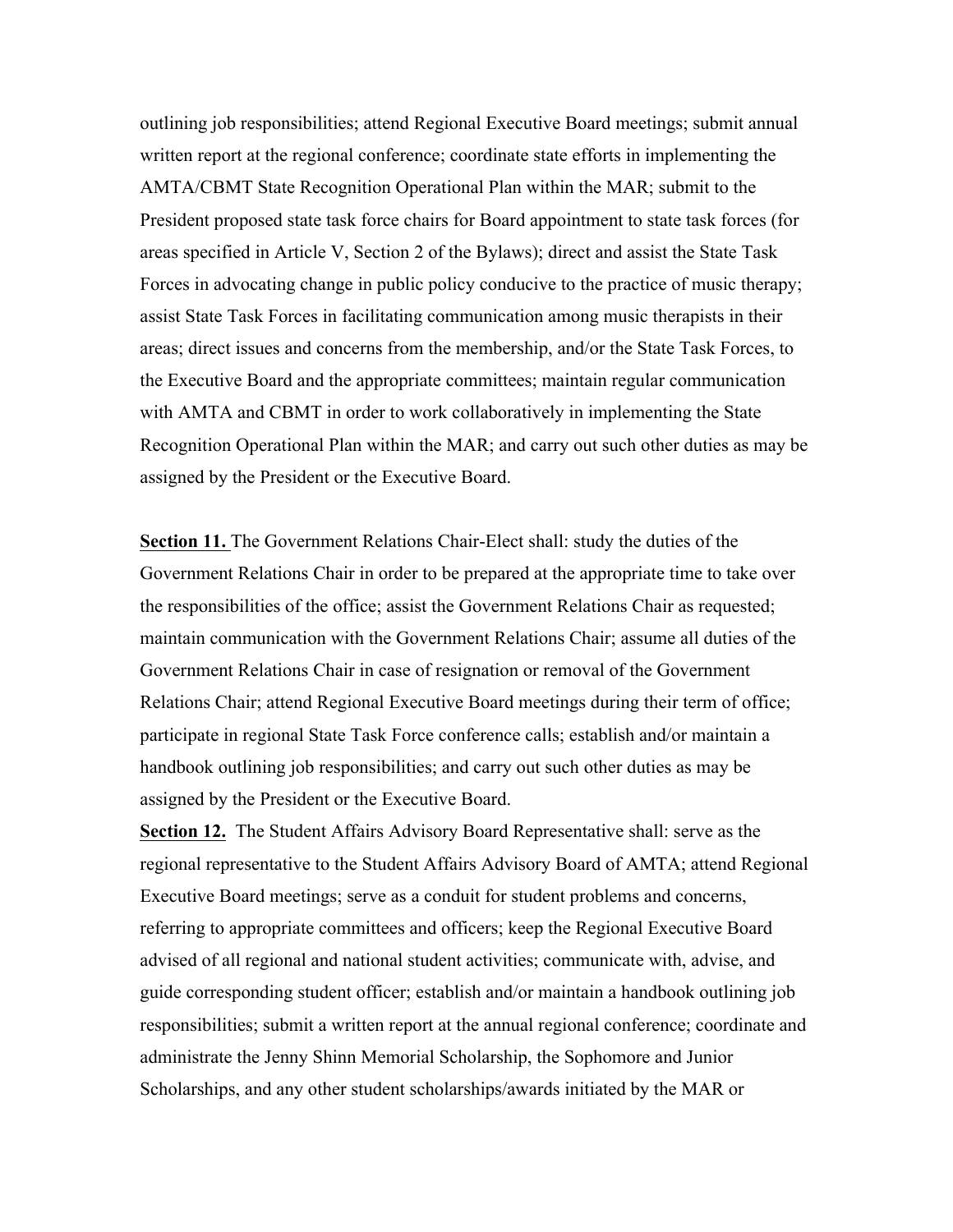outlining job responsibilities; attend Regional Executive Board meetings; submit annual written report at the regional conference; coordinate state efforts in implementing the AMTA/CBMT State Recognition Operational Plan within the MAR; submit to the President proposed state task force chairs for Board appointment to state task forces (for areas specified in Article V, Section 2 of the Bylaws); direct and assist the State Task Forces in advocating change in public policy conducive to the practice of music therapy; assist State Task Forces in facilitating communication among music therapists in their areas; direct issues and concerns from the membership, and/or the State Task Forces, to the Executive Board and the appropriate committees; maintain regular communication with AMTA and CBMT in order to work collaboratively in implementing the State Recognition Operational Plan within the MAR; and carry out such other duties as may be assigned by the President or the Executive Board.

**Section 11.** The Government Relations Chair-Elect shall: study the duties of the Government Relations Chair in order to be prepared at the appropriate time to take over the responsibilities of the office; assist the Government Relations Chair as requested; maintain communication with the Government Relations Chair; assume all duties of the Government Relations Chair in case of resignation or removal of the Government Relations Chair; attend Regional Executive Board meetings during their term of office; participate in regional State Task Force conference calls; establish and/or maintain a handbook outlining job responsibilities; and carry out such other duties as may be assigned by the President or the Executive Board.

**Section 12.** The Student Affairs Advisory Board Representative shall: serve as the regional representative to the Student Affairs Advisory Board of AMTA; attend Regional Executive Board meetings; serve as a conduit for student problems and concerns, referring to appropriate committees and officers; keep the Regional Executive Board advised of all regional and national student activities; communicate with, advise, and guide corresponding student officer; establish and/or maintain a handbook outlining job responsibilities; submit a written report at the annual regional conference; coordinate and administrate the Jenny Shinn Memorial Scholarship, the Sophomore and Junior Scholarships, and any other student scholarships/awards initiated by the MAR or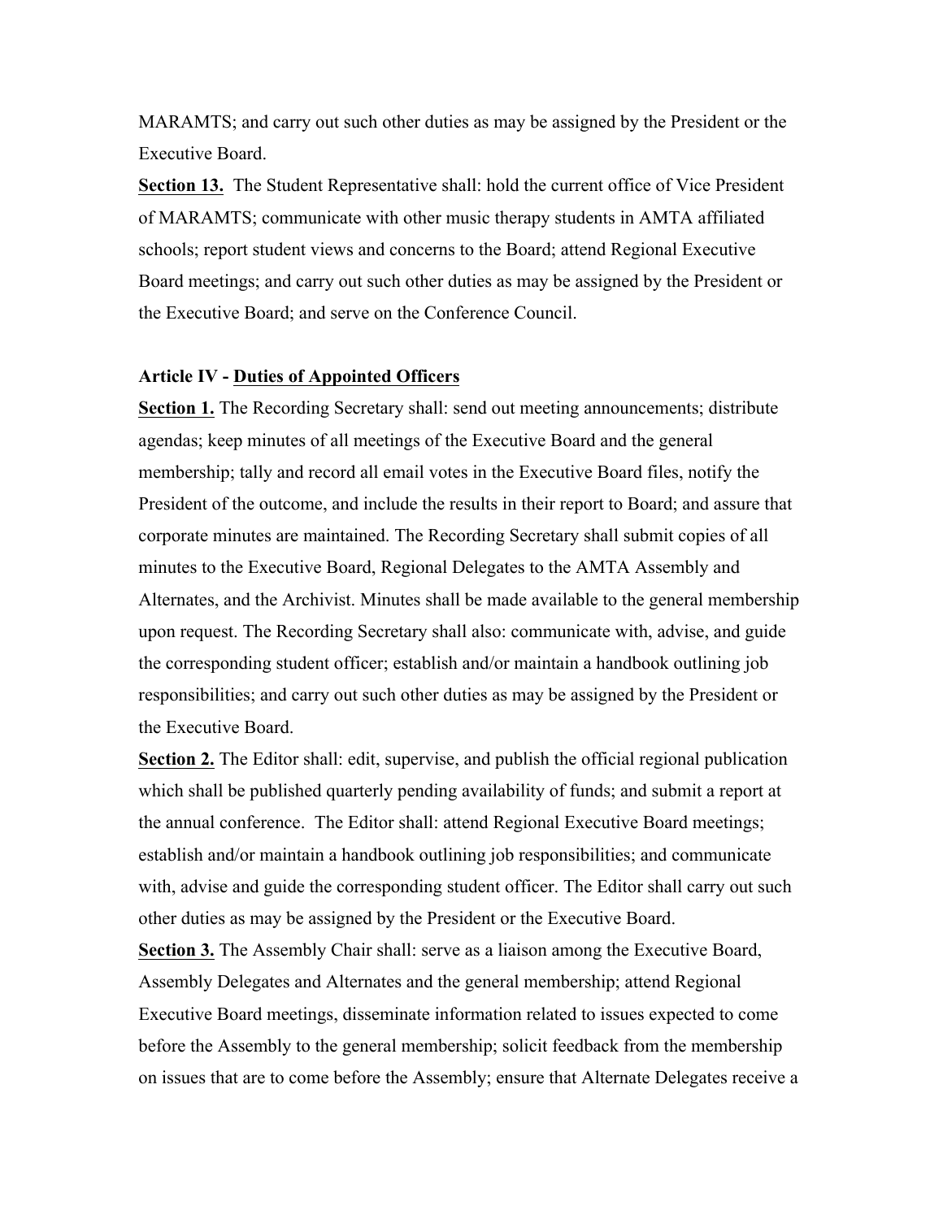MARAMTS; and carry out such other duties as may be assigned by the President or the Executive Board.

**Section 13.** The Student Representative shall: hold the current office of Vice President of MARAMTS; communicate with other music therapy students in AMTA affiliated schools; report student views and concerns to the Board; attend Regional Executive Board meetings; and carry out such other duties as may be assigned by the President or the Executive Board; and serve on the Conference Council.

**Article IV - Duties of Appointed Officers**

**Section 1.** The Recording Secretary shall: send out meeting announcements; distribute agendas; keep minutes of all meetings of the Executive Board and the general membership; tally and record all email votes in the Executive Board files, notify the President of the outcome, and include the results in their report to Board; and assure that corporate minutes are maintained. The Recording Secretary shall submit copies of all minutes to the Executive Board, Regional Delegates to the AMTA Assembly and Alternates, and the Archivist. Minutes shall be made available to the general membership upon request. The Recording Secretary shall also: communicate with, advise, and guide the corresponding student officer; establish and/or maintain a handbook outlining job responsibilities; and carry out such other duties as may be assigned by the President or the Executive Board.

**Section 2.** The Editor shall: edit, supervise, and publish the official regional publication which shall be published quarterly pending availability of funds; and submit a report at the annual conference. The Editor shall: attend Regional Executive Board meetings; establish and/or maintain a handbook outlining job responsibilities; and communicate with, advise and guide the corresponding student officer. The Editor shall carry out such other duties as may be assigned by the President or the Executive Board.

**Section 3.** The Assembly Chair shall: serve as a liaison among the Executive Board, Assembly Delegates and Alternates and the general membership; attend Regional Executive Board meetings, disseminate information related to issues expected to come before the Assembly to the general membership; solicit feedback from the membership on issues that are to come before the Assembly; ensure that Alternate Delegates receive a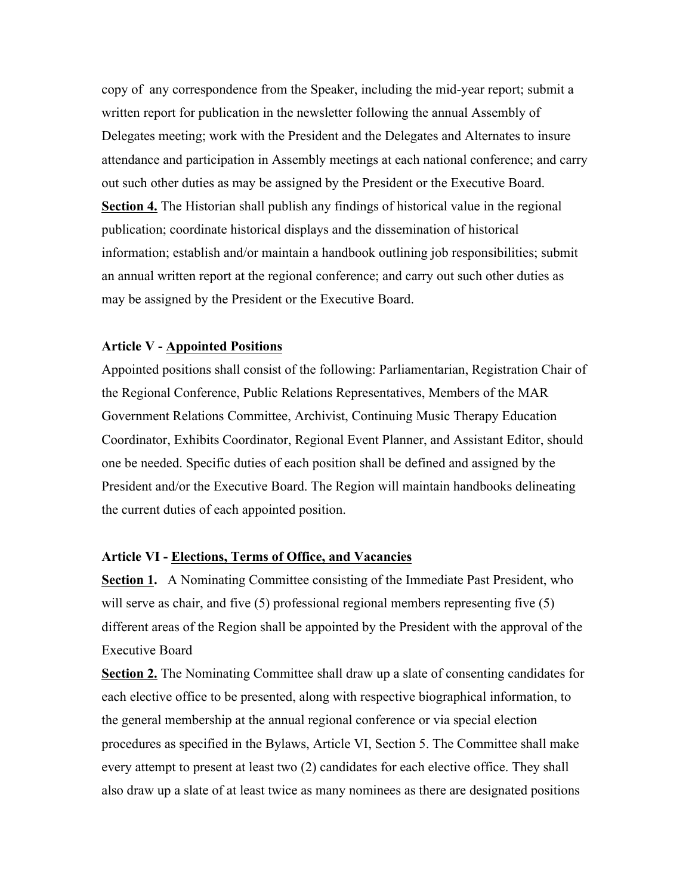copy of any correspondence from the Speaker, including the mid-year report; submit a written report for publication in the newsletter following the annual Assembly of Delegates meeting; work with the President and the Delegates and Alternates to insure attendance and participation in Assembly meetings at each national conference; and carry out such other duties as may be assigned by the President or the Executive Board.

**Section 4.** The Historian shall publish any findings of historical value in the regional publication; coordinate historical displays and the dissemination of historical information; establish and/or maintain a handbook outlining job responsibilities; submit an annual written report at the regional conference; and carry out such other duties as may be assigned by the President or the Executive Board.

**Article V - Appointed Positions**

Appointed positions shall consist of the following: Parliamentarian, Registration Chair of the Regional Conference, Public Relations Representatives, Members of the MAR Government Relations Committee, Archivist, Continuing Music Therapy Education Coordinator, Exhibits Coordinator, Regional Event Planner, and Assistant Editor, should one be needed. Specific duties of each position shall be defined and assigned by the President and/or the Executive Board. The Region will maintain handbooks delineating the current duties of each appointed position.

**Article VI - Elections, Terms of Office, and Vacancies**

**Section 1.** A Nominating Committee consisting of the Immediate Past President, who will serve as chair, and five (5) professional regional members representing five (5) different areas of the Region shall be appointed by the President with the approval of the Executive Board

**Section 2.** The Nominating Committee shall draw up a slate of consenting candidates for each elective office to be presented, along with respective biographical information, to the general membership at the annual regional conference or via special election procedures as specified in the Bylaws, Article VI, Section 5. The Committee shall make every attempt to present at least two (2) candidates for each elective office. They shall also draw up a slate of at least twice as many nominees as there are designated positions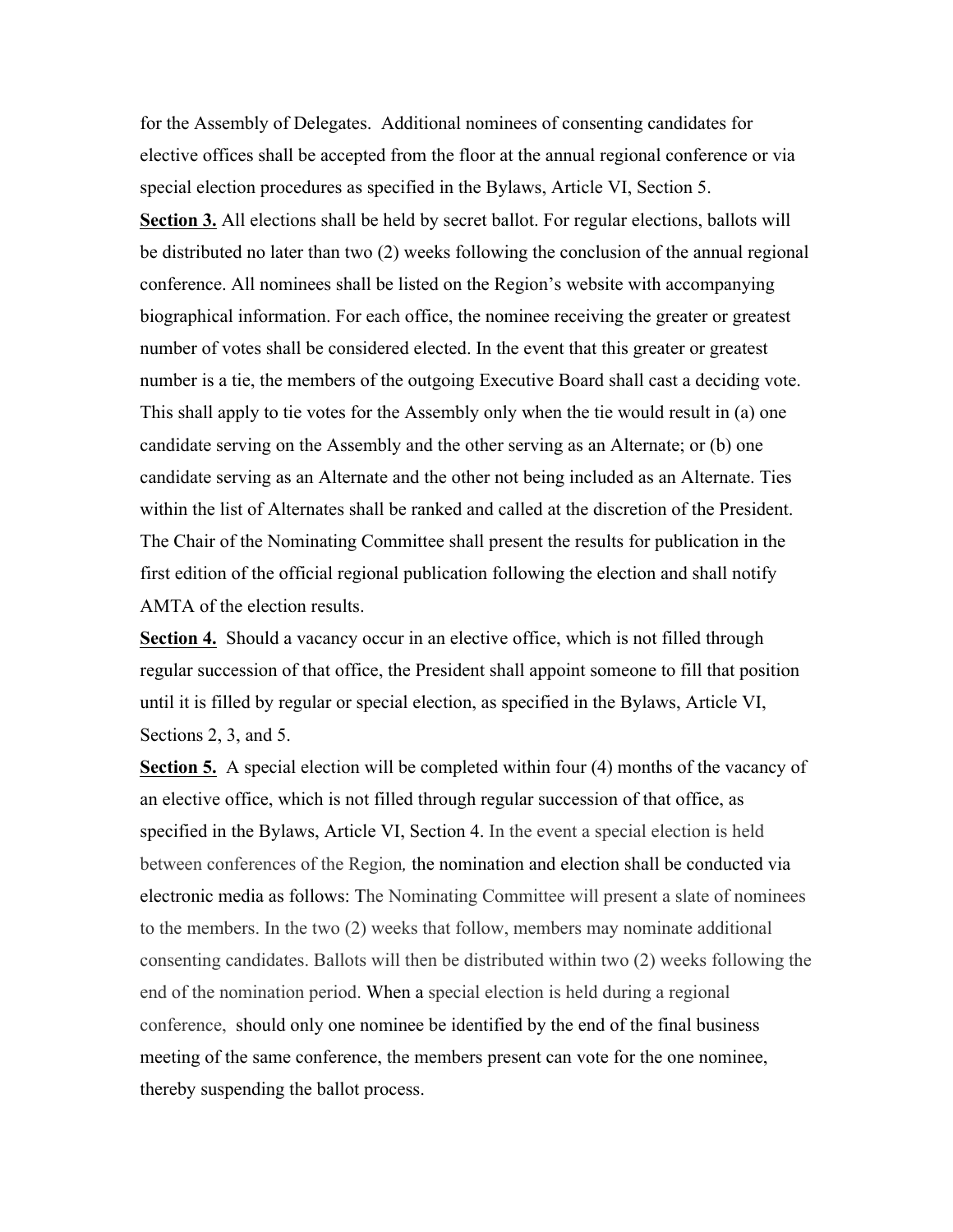for the Assembly of Delegates. Additional nominees of consenting candidates for elective offices shall be accepted from the floor at the annual regional conference or via special election procedures as specified in the Bylaws, Article VI, Section 5.

**Section 3.** All elections shall be held by secret ballot. For regular elections, ballots will be distributed no later than two (2) weeks following the conclusion of the annual regional conference. All nominees shall be listed on the Region's website with accompanying biographical information. For each office, the nominee receiving the greater or greatest number of votes shall be considered elected. In the event that this greater or greatest number is a tie, the members of the outgoing Executive Board shall cast a deciding vote. This shall apply to tie votes for the Assembly only when the tie would result in (a) one candidate serving on the Assembly and the other serving as an Alternate; or (b) one candidate serving as an Alternate and the other not being included as an Alternate. Ties within the list of Alternates shall be ranked and called at the discretion of the President. The Chair of the Nominating Committee shall present the results for publication in the first edition of the official regional publication following the election and shall notify AMTA of the election results.

**Section 4.** Should a vacancy occur in an elective office, which is not filled through regular succession of that office, the President shall appoint someone to fill that position until it is filled by regular or special election, as specified in the Bylaws, Article VI, Sections 2, 3, and 5.

**Section 5.** A special election will be completed within four (4) months of the vacancy of an elective office, which is not filled through regular succession of that office, as specified in the Bylaws, Article VI, Section 4. In the event a special election is held between conferences of the Region*,* the nomination and election shall be conducted via electronic media as follows: The Nominating Committee will present a slate of nominees to the members. In the two (2) weeks that follow, members may nominate additional consenting candidates. Ballots will then be distributed within two (2) weeks following the end of the nomination period. When a special election is held during a regional conference, should only one nominee be identified by the end of the final business meeting of the same conference, the members present can vote for the one nominee, thereby suspending the ballot process.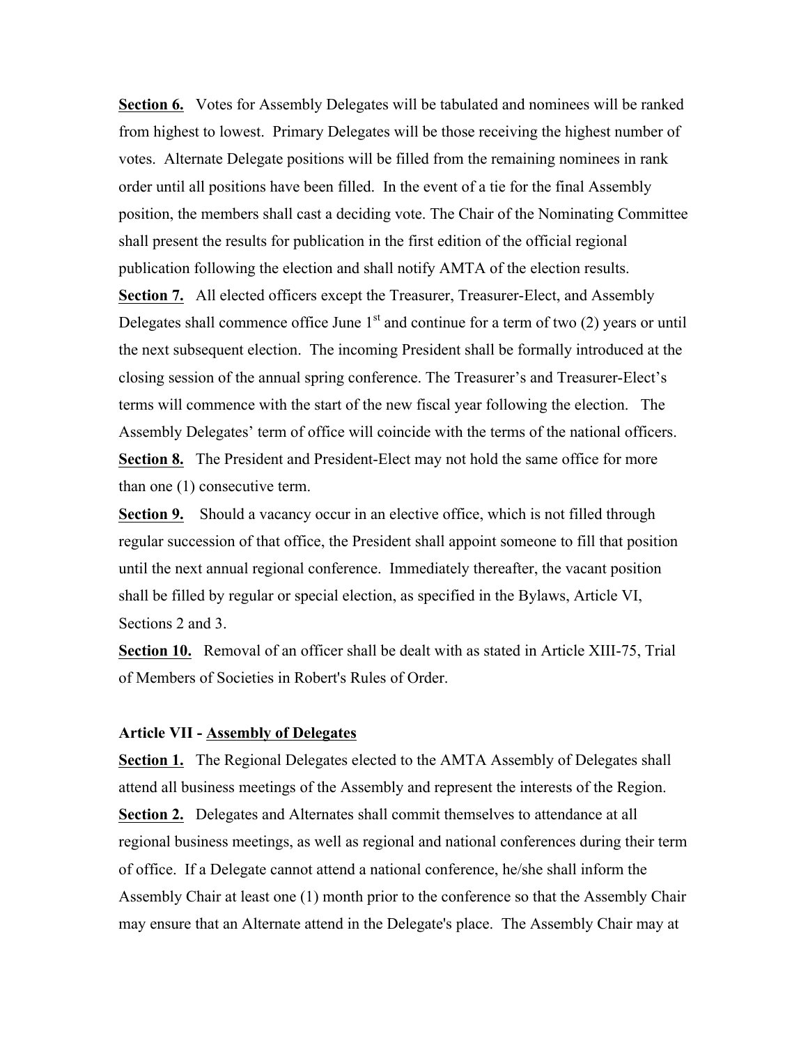**Section 6.** Votes for Assembly Delegates will be tabulated and nominees will be ranked from highest to lowest. Primary Delegates will be those receiving the highest number of votes. Alternate Delegate positions will be filled from the remaining nominees in rank order until all positions have been filled. In the event of a tie for the final Assembly position, the members shall cast a deciding vote. The Chair of the Nominating Committee shall present the results for publication in the first edition of the official regional publication following the election and shall notify AMTA of the election results.

**Section 7.** All elected officers except the Treasurer, Treasurer-Elect, and Assembly Delegates shall commence office June 1st and continue for a term of two (2) years or until the next subsequent election. The incoming President shall be formally introduced at the closing session of the annual spring conference. The Treasurer's and Treasurer-Elect's terms will commence with the start of the new fiscal year following the election. The Assembly Delegates' term of office will coincide with the terms of the national officers.

**Section 8.** The President and President-Elect may not hold the same office for more than one (1) consecutive term.

**Section 9.** Should a vacancy occur in an elective office, which is not filled through regular succession of that office, the President shall appoint someone to fill that position until the next annual regional conference. Immediately thereafter, the vacant position shall be filled by regular or special election, as specified in the Bylaws, Article VI, Sections 2 and 3.

**Section 10.** Removal of an officer shall be dealt with as stated in Article XIII-75, Trial of Members of Societies in Robert's Rules of Order.

**Article VII - Assembly of Delegates**

**Section 1.** The Regional Delegates elected to the AMTA Assembly of Delegates shall attend all business meetings of the Assembly and represent the interests of the Region.

**Section 2.** Delegates and Alternates shall commit themselves to attendance at all regional business meetings, as well as regional and national conferences during their term of office. If a Delegate cannot attend a national conference, he/she shall inform the Assembly Chair at least one (1) month prior to the conference so that the Assembly Chair may ensure that an Alternate attend in the Delegate's place. The Assembly Chair may at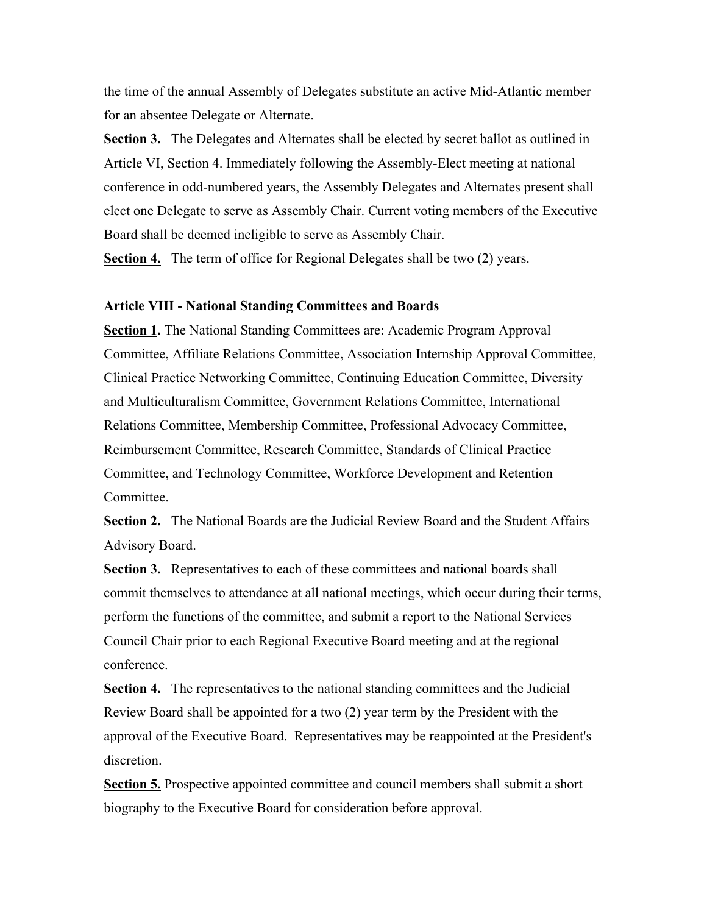the time of the annual Assembly of Delegates substitute an active Mid-Atlantic member for an absentee Delegate or Alternate.

**Section 3.** The Delegates and Alternates shall be elected by secret ballot as outlined in Article VI, Section 4. Immediately following the Assembly-Elect meeting at national conference in odd-numbered years, the Assembly Delegates and Alternates present shall elect one Delegate to serve as Assembly Chair. Current voting members of the Executive Board shall be deemed ineligible to serve as Assembly Chair.

**Section 4.** The term of office for Regional Delegates shall be two (2) years.

**Article VIII - National Standing Committees and Boards**

**Section 1.** The National Standing Committees are: Academic Program Approval Committee, Affiliate Relations Committee, Association Internship Approval Committee, Clinical Practice Networking Committee, Continuing Education Committee, Diversity and Multiculturalism Committee, Government Relations Committee, International Relations Committee, Membership Committee, Professional Advocacy Committee, Reimbursement Committee, Research Committee, Standards of Clinical Practice Committee, and Technology Committee, Workforce Development and Retention Committee.

**Section 2.** The National Boards are the Judicial Review Board and the Student Affairs Advisory Board.

**Section 3.** Representatives to each of these committees and national boards shall commit themselves to attendance at all national meetings, which occur during their terms, perform the functions of the committee, and submit a report to the National Services Council Chair prior to each Regional Executive Board meeting and at the regional conference.

**Section 4.** The representatives to the national standing committees and the Judicial Review Board shall be appointed for a two (2) year term by the President with the approval of the Executive Board. Representatives may be reappointed at the President's discretion.

**Section 5.** Prospective appointed committee and council members shall submit a short biography to the Executive Board for consideration before approval.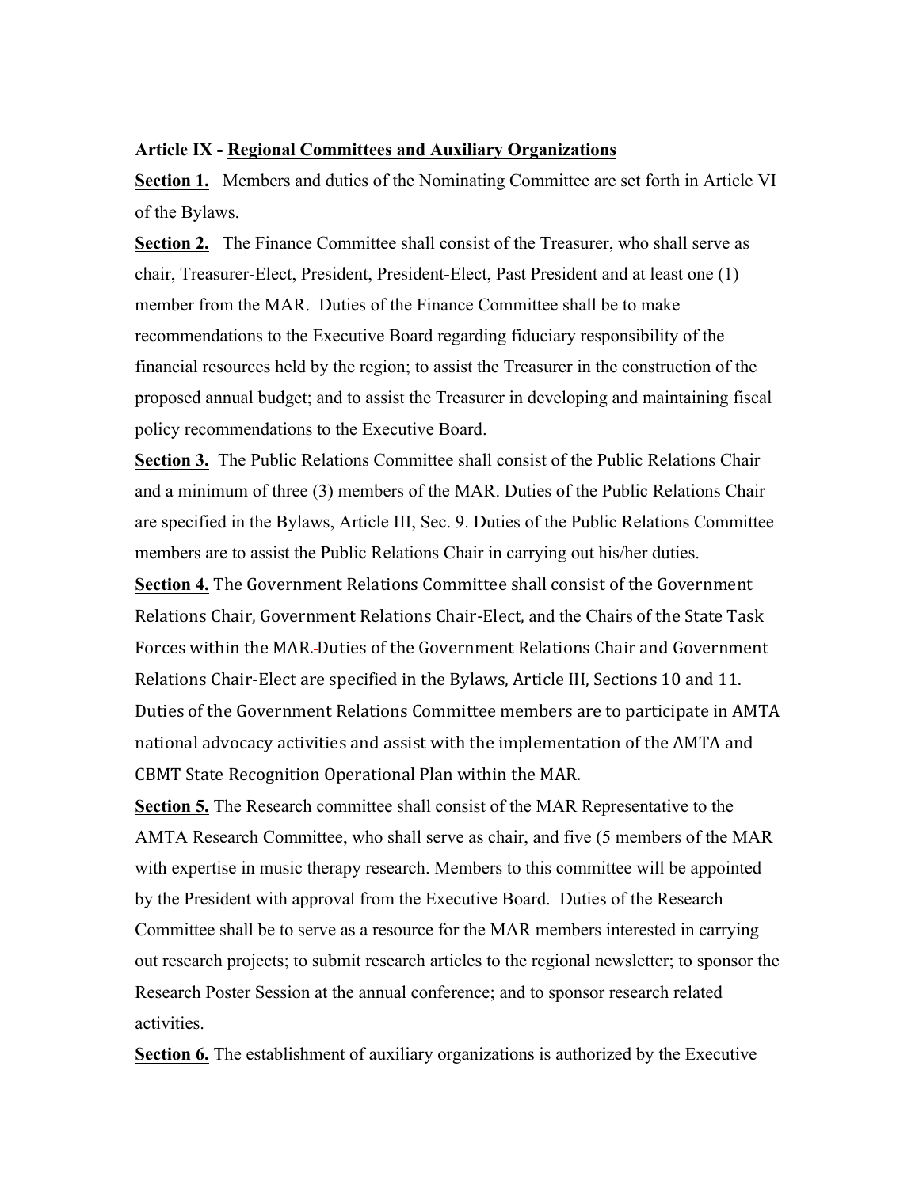**Article IX - Regional Committees and Auxiliary Organizations**

**Section 1.** Members and duties of the Nominating Committee are set forth in Article VI of the Bylaws.

**Section 2.** The Finance Committee shall consist of the Treasurer, who shall serve as chair, Treasurer-Elect, President, President-Elect, Past President and at least one (1) member from the MAR. Duties of the Finance Committee shall be to make recommendations to the Executive Board regarding fiduciary responsibility of the financial resources held by the region; to assist the Treasurer in the construction of the proposed annual budget; and to assist the Treasurer in developing and maintaining fiscal policy recommendations to the Executive Board.

**Section 3.** The Public Relations Committee shall consist of the Public Relations Chair and a minimum of three (3) members of the MAR. Duties of the Public Relations Chair are specified in the Bylaws, Article III, Sec. 9. Duties of the Public Relations Committee members are to assist the Public Relations Chair in carrying out his/her duties.

**Section 4.** The Government Relations Committee shall consist of the Government Relations Chair, Government Relations Chair-Elect, and the Chairs of the State Task Forces within the MAR. Duties of the Government Relations Chair and Government Relations Chair-Elect are specified in the Bylaws, Article III, Sections 10 and 11. Duties of the Government Relations Committee members are to participate in AMTA national advocacy activities and assist with the implementation of the AMTA and CBMT State Recognition Operational Plan within the MAR.

**Section 5.** The Research committee shall consist of the MAR Representative to the AMTA Research Committee, who shall serve as chair, and five (5 members of the MAR with expertise in music therapy research. Members to this committee will be appointed by the President with approval from the Executive Board. Duties of the Research Committee shall be to serve as a resource for the MAR members interested in carrying out research projects; to submit research articles to the regional newsletter; to sponsor the Research Poster Session at the annual conference; and to sponsor research related activities.

**Section 6.** The establishment of auxiliary organizations is authorized by the Executive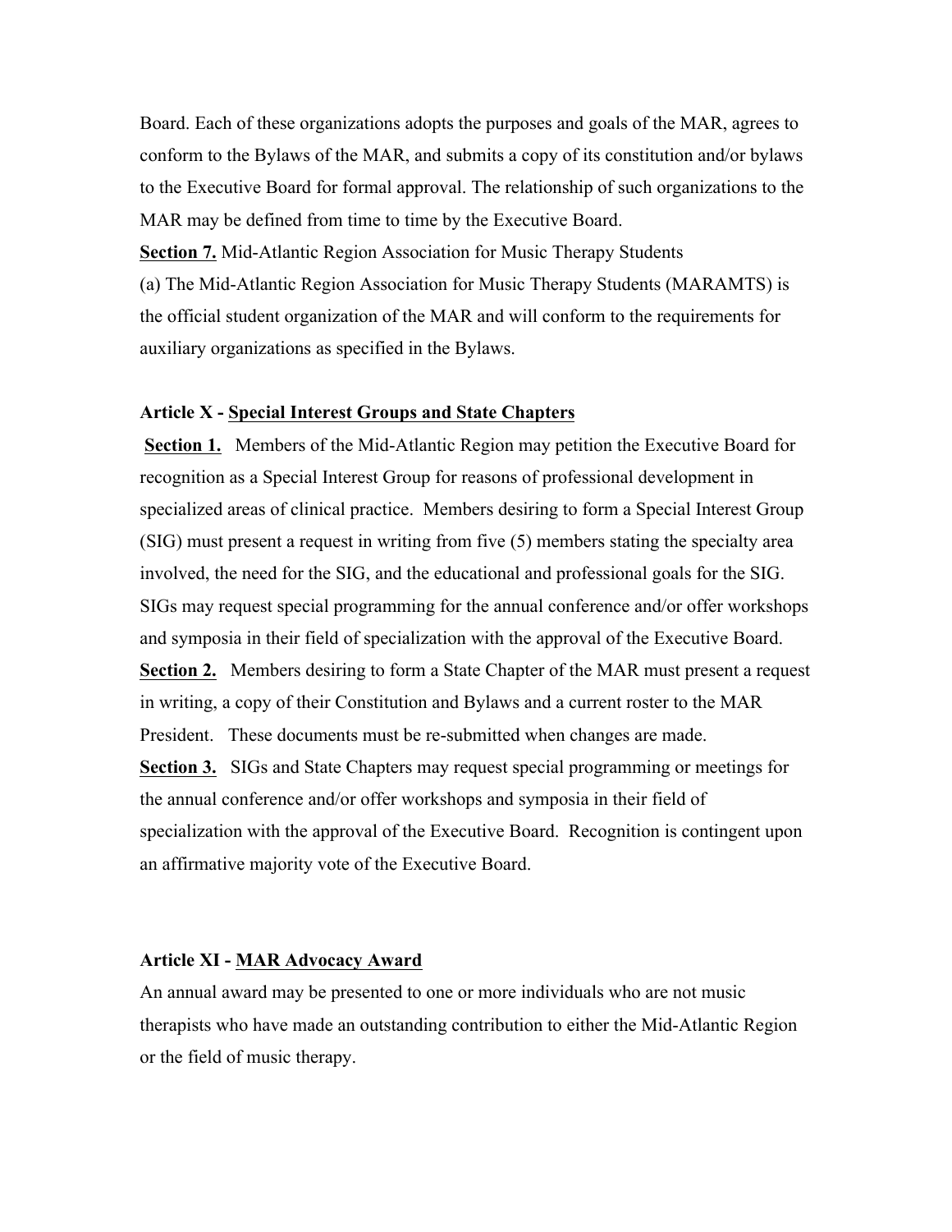Board. Each of these organizations adopts the purposes and goals of the MAR, agrees to conform to the Bylaws of the MAR, and submits a copy of its constitution and/or bylaws to the Executive Board for formal approval. The relationship of such organizations to the MAR may be defined from time to time by the Executive Board.

**Section 7.** Mid-Atlantic Region Association for Music Therapy Students

(a) The Mid-Atlantic Region Association for Music Therapy Students (MARAMTS) is the official student organization of the MAR and will conform to the requirements for auxiliary organizations as specified in the Bylaws.

### Article X - Special Interest Groups and State Chapters

**Section 1.** Members of the Mid-Atlantic Region may petition the Executive Board for recognition as a Special Interest Group for reasons of professional development in specialized areas of clinical practice. Members desiring to form a Special Interest Group (SIG) must present a request in writing from five (5) members stating the specialty area involved, the need for the SIG, and the educational and professional goals for the SIG. SIGs may request special programming for the annual conference and/or offer workshops and symposia in their field of specialization with the approval of the Executive Board.

**Section 2.** Members desiring to form a State Chapter of the MAR must present a request in writing, a copy of their Constitution and Bylaws and a current roster to the MAR President. These documents must be re-submitted when changes are made.

**Section 3.** SIGs and State Chapters may request special programming or meetings for the annual conference and/or offer workshops and symposia in their field of specialization with the approval of the Executive Board. Recognition is contingent upon an affirmative majority vote of the Executive Board.

### Article XI - MAR Advocacy Award

An annual award may be presented to one or more individuals who are not music therapists who have made an outstanding contribution to either the Mid-Atlantic Region or the field of music therapy.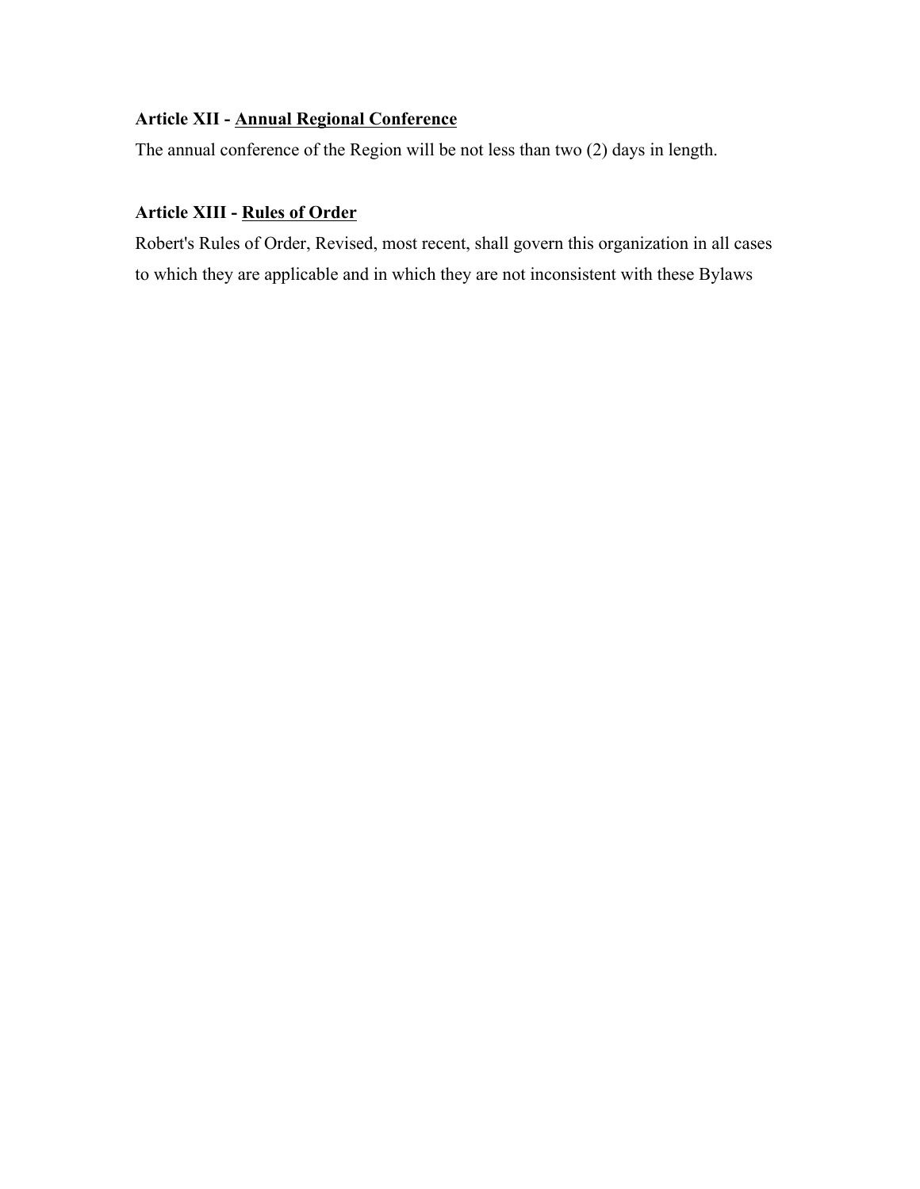**Article XII - <u>Annual Regional Conference</u>**

The annual conference of the Region will be not less than two (2) days in length.

**Article XIII - <u>Rules of Order</u>**

Robert's Rules of Order, Revised, most recent, shall govern this organization in all cases to which they are applicable and in which they are not inconsistent with these Bylaws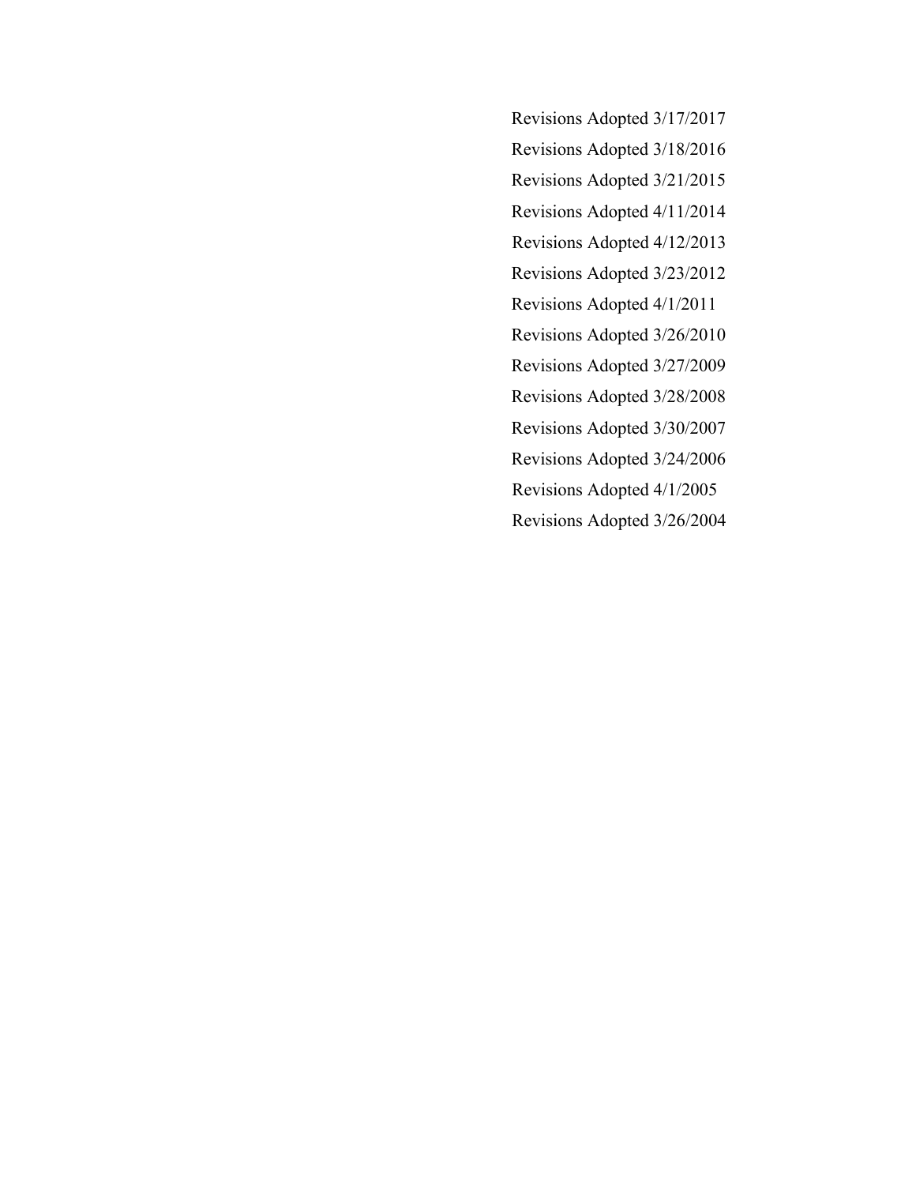Revisions Adopted 3/17/2017

Revisions Adopted 3/18/2016

Revisions Adopted 3/21/2015

Revisions Adopted 4/11/2014

Revisions Adopted 4/12/2013

Revisions Adopted 3/23/2012

Revisions Adopted 4/1/2011

Revisions Adopted 3/26/2010

Revisions Adopted 3/27/2009

Revisions Adopted 3/28/2008

Revisions Adopted 3/30/2007

Revisions Adopted 3/24/2006

Revisions Adopted 4/1/2005

Revisions Adopted 3/26/2004